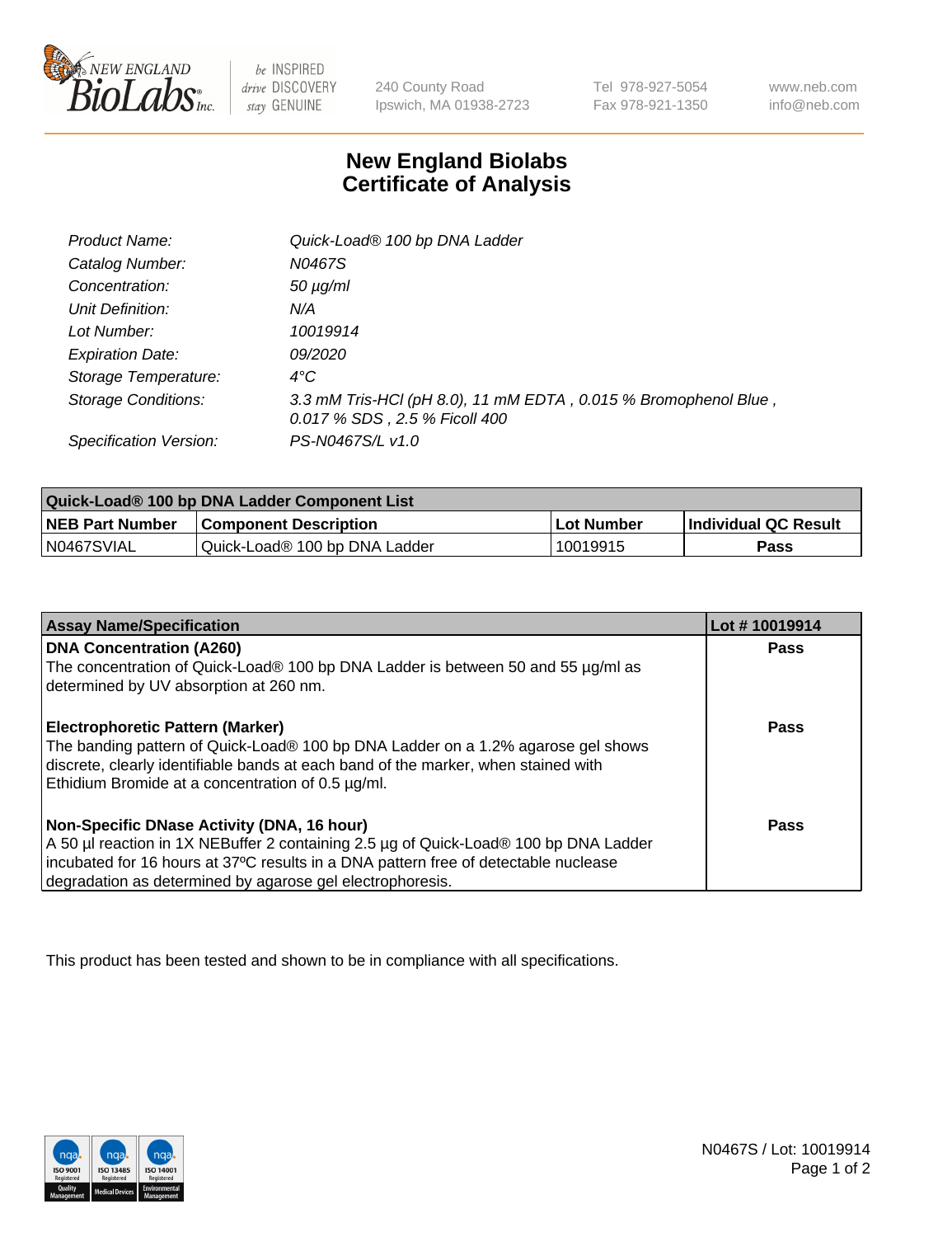# New England Biolabs Certificate of Analysis

| | |
|---|---|
| *Product Name:* | *Quick-Load® 100 bp DNA Ladder* |
| *Catalog Number:* | *N0467S* |
| *Concentration:* | *50 µg/ml* |
| *Unit Definition:* | *N/A* |
| *Lot Number:* | *10019914* |
| *Expiration Date:* | *09/2020* |
| *Storage Temperature:* | *4°C* |
| *Storage Conditions:* | *3.3 mM Tris-HCl (pH 8.0), 11 mM EDTA , 0.015 % Bromophenol Blue , 0.017 % SDS , 2.5 % Ficoll 400* |
| *Specification Version:* | *PS-N0467S/L v1.0* |

| Quick-Load® 100 bp DNA Ladder Component List | | | |
|---|---|---|---|
| **NEB Part Number** | **Component Description** | **Lot Number** | **Individual QC Result** |
| N0467SVIAL | Quick-Load® 100 bp DNA Ladder | 10019915 | **Pass** |

| Assay Name/Specification | Lot # 10019914 |
|---|---|
| **DNA Concentration (A260)**<br>The concentration of Quick-Load® 100 bp DNA Ladder is between 50 and 55 µg/ml as determined by UV absorption at 260 nm. | **Pass** |
| **Electrophoretic Pattern (Marker)**<br>The banding pattern of Quick-Load® 100 bp DNA Ladder on a 1.2% agarose gel shows discrete, clearly identifiable bands at each band of the marker, when stained with Ethidium Bromide at a concentration of 0.5 µg/ml. | **Pass** |
| **Non-Specific DNase Activity (DNA, 16 hour)**<br>A 50 µl reaction in 1X NEBuffer 2 containing 2.5 µg of Quick-Load® 100 bp DNA Ladder incubated for 16 hours at 37ºC results in a DNA pattern free of detectable nuclease degradation as determined by agarose gel electrophoresis. | **Pass** |

This product has been tested and shown to be in compliance with all specifications.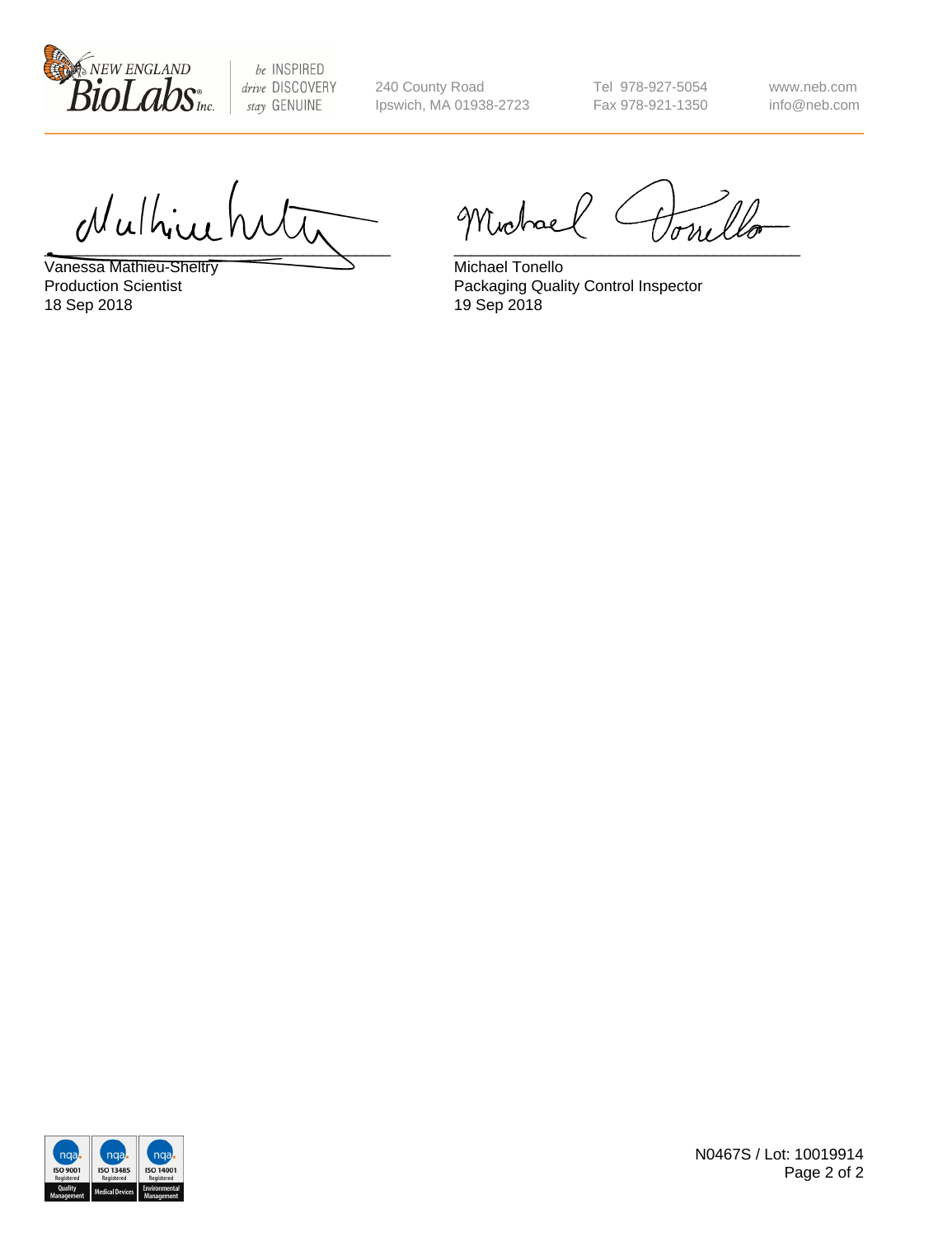240 County Road
Ipswich, MA 01938-2723

Tel 978-927-5054
Fax 978-921-1350

www.neb.com
info@neb.com

Vanessa Mathieu-Sheltry
Production Scientist
18 Sep 2018

Michael Tonello
Packaging Quality Control Inspector
19 Sep 2018

N0467S / Lot: 10019914